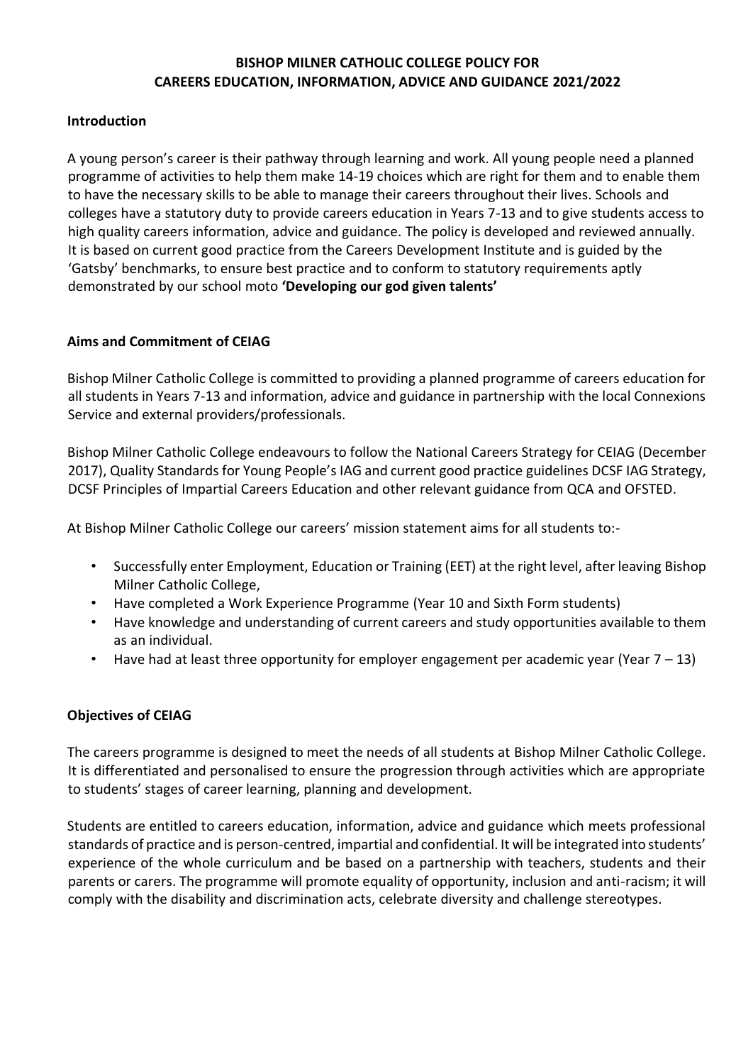# BISHOP MILNER CATHOLIC COLLEGE POLICY FOR CAREERS EDUCATION, INFORMATION, ADVICE AND GUIDANCE 2021/2022

## Introduction

A young person's career is their pathway through learning and work. All young people need a planned programme of activities to help them make 14-19 choices which are right for them and to enable them to have the necessary skills to be able to manage their careers throughout their lives. Schools and colleges have a statutory duty to provide careers education in Years 7-13 and to give students access to high quality careers information, advice and guidance. The policy is developed and reviewed annually. It is based on current good practice from the Careers Development Institute and is guided by the 'Gatsby' benchmarks, to ensure best practice and to conform to statutory requirements aptly demonstrated by our school moto **'Developing our god given talents'**

## Aims and Commitment of CEIAG

Bishop Milner Catholic College is committed to providing a planned programme of careers education for all students in Years 7-13 and information, advice and guidance in partnership with the local Connexions Service and external providers/professionals.

Bishop Milner Catholic College endeavours to follow the National Careers Strategy for CEIAG (December 2017), Quality Standards for Young People's IAG and current good practice guidelines DCSF IAG Strategy, DCSF Principles of Impartial Careers Education and other relevant guidance from QCA and OFSTED.

At Bishop Milner Catholic College our careers' mission statement aims for all students to:-

- Successfully enter Employment, Education or Training (EET) at the right level, after leaving Bishop Milner Catholic College,
- Have completed a Work Experience Programme (Year 10 and Sixth Form students)
- Have knowledge and understanding of current careers and study opportunities available to them as an individual.
- Have had at least three opportunity for employer engagement per academic year (Year 7 – 13)

## Objectives of CEIAG

The careers programme is designed to meet the needs of all students at Bishop Milner Catholic College. It is differentiated and personalised to ensure the progression through activities which are appropriate to students' stages of career learning, planning and development.

Students are entitled to careers education, information, advice and guidance which meets professional standards of practice and is person-centred, impartial and confidential. It will be integrated into students' experience of the whole curriculum and be based on a partnership with teachers, students and their parents or carers. The programme will promote equality of opportunity, inclusion and anti-racism; it will comply with the disability and discrimination acts, celebrate diversity and challenge stereotypes.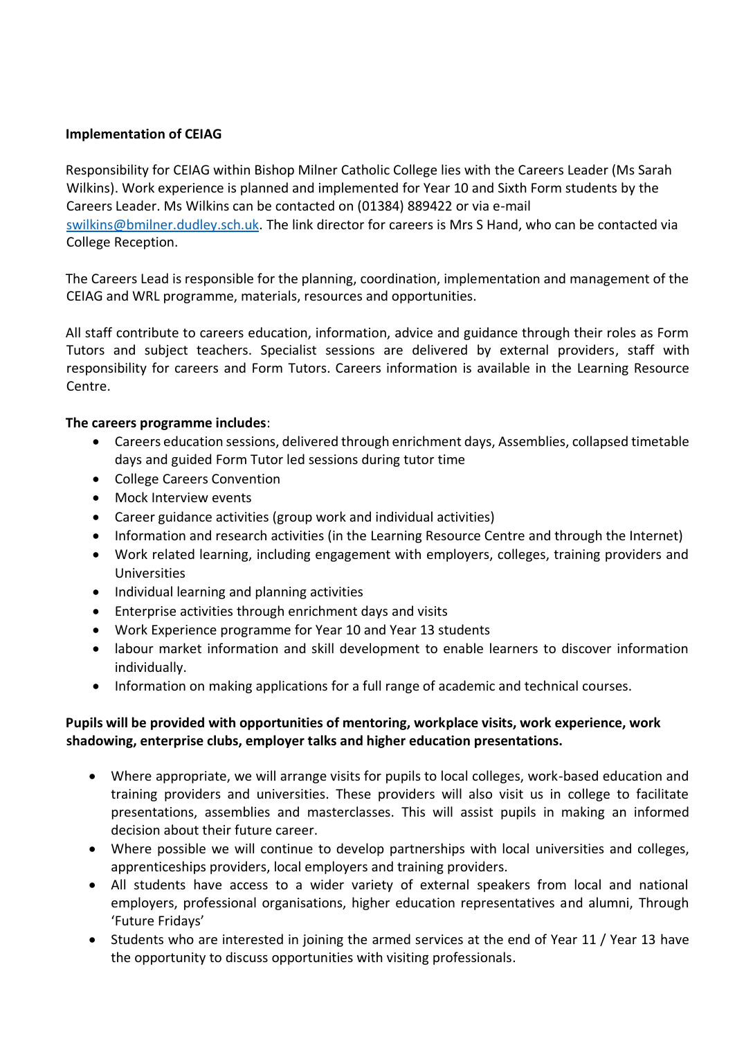**Implementation of CEIAG**

Responsibility for CEIAG within Bishop Milner Catholic College lies with the Careers Leader (Ms Sarah Wilkins). Work experience is planned and implemented for Year 10 and Sixth Form students by the Careers Leader. Ms Wilkins can be contacted on (01384) 889422 or via e-mail swilkins@bmilner.dudley.sch.uk. The link director for careers is Mrs S Hand, who can be contacted via College Reception.

The Careers Lead is responsible for the planning, coordination, implementation and management of the CEIAG and WRL programme, materials, resources and opportunities.

All staff contribute to careers education, information, advice and guidance through their roles as Form Tutors and subject teachers. Specialist sessions are delivered by external providers, staff with responsibility for careers and Form Tutors. Careers information is available in the Learning Resource Centre.

**The careers programme includes**:

- Careers education sessions, delivered through enrichment days, Assemblies, collapsed timetable days and guided Form Tutor led sessions during tutor time
- College Careers Convention
- Mock Interview events
- Career guidance activities (group work and individual activities)
- Information and research activities (in the Learning Resource Centre and through the Internet)
- Work related learning, including engagement with employers, colleges, training providers and Universities
- Individual learning and planning activities
- Enterprise activities through enrichment days and visits
- Work Experience programme for Year 10 and Year 13 students
- labour market information and skill development to enable learners to discover information individually.
- Information on making applications for a full range of academic and technical courses.

**Pupils will be provided with opportunities of mentoring, workplace visits, work experience, work shadowing, enterprise clubs, employer talks and higher education presentations.**

- Where appropriate, we will arrange visits for pupils to local colleges, work-based education and training providers and universities. These providers will also visit us in college to facilitate presentations, assemblies and masterclasses. This will assist pupils in making an informed decision about their future career.
- Where possible we will continue to develop partnerships with local universities and colleges, apprenticeships providers, local employers and training providers.
- All students have access to a wider variety of external speakers from local and national employers, professional organisations, higher education representatives and alumni, Through 'Future Fridays'
- Students who are interested in joining the armed services at the end of Year 11 / Year 13 have the opportunity to discuss opportunities with visiting professionals.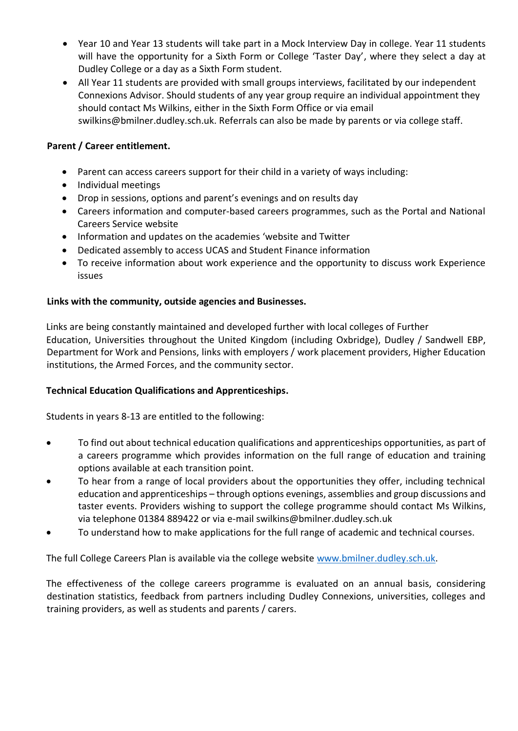- Year 10 and Year 13 students will take part in a Mock Interview Day in college. Year 11 students will have the opportunity for a Sixth Form or College 'Taster Day', where they select a day at Dudley College or a day as a Sixth Form student.
- All Year 11 students are provided with small groups interviews, facilitated by our independent Connexions Advisor. Should students of any year group require an individual appointment they should contact Ms Wilkins, either in the Sixth Form Office or via email swilkins@bmilner.dudley.sch.uk. Referrals can also be made by parents or via college staff.

**Parent / Career entitlement.**

- Parent can access careers support for their child in a variety of ways including:
- Individual meetings
- Drop in sessions, options and parent's evenings and on results day
- Careers information and computer-based careers programmes, such as the Portal and National Careers Service website
- Information and updates on the academies 'website and Twitter
- Dedicated assembly to access UCAS and Student Finance information
- To receive information about work experience and the opportunity to discuss work Experience issues

**Links with the community, outside agencies and Businesses.**

Links are being constantly maintained and developed further with local colleges of Further Education, Universities throughout the United Kingdom (including Oxbridge), Dudley / Sandwell EBP, Department for Work and Pensions, links with employers / work placement providers, Higher Education institutions, the Armed Forces, and the community sector.

**Technical Education Qualifications and Apprenticeships.**

Students in years 8-13 are entitled to the following:

- To find out about technical education qualifications and apprenticeships opportunities, as part of a careers programme which provides information on the full range of education and training options available at each transition point.
- To hear from a range of local providers about the opportunities they offer, including technical education and apprenticeships – through options evenings, assemblies and group discussions and taster events. Providers wishing to support the college programme should contact Ms Wilkins, via telephone 01384 889422 or via e-mail swilkins@bmilner.dudley.sch.uk
- To understand how to make applications for the full range of academic and technical courses.

The full College Careers Plan is available via the college website [www.bmilner.dudley.sch.uk](http://www.bmilner.dudley.sch.uk).

The effectiveness of the college careers programme is evaluated on an annual basis, considering destination statistics, feedback from partners including Dudley Connexions, universities, colleges and training providers, as well as students and parents / carers.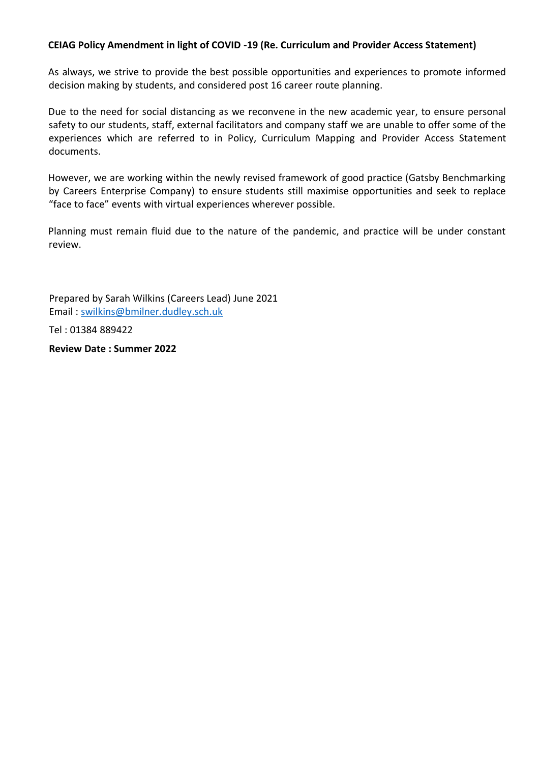**CEIAG Policy Amendment in light of COVID -19 (Re. Curriculum and Provider Access Statement)**

As always, we strive to provide the best possible opportunities and experiences to promote informed decision making by students, and considered post 16 career route planning.

Due to the need for social distancing as we reconvene in the new academic year, to ensure personal safety to our students, staff, external facilitators and company staff we are unable to offer some of the experiences which are referred to in Policy, Curriculum Mapping and Provider Access Statement documents.

However, we are working within the newly revised framework of good practice (Gatsby Benchmarking by Careers Enterprise Company) to ensure students still maximise opportunities and seek to replace "face to face" events with virtual experiences wherever possible.

Planning must remain fluid due to the nature of the pandemic, and practice will be under constant review.

Prepared by Sarah Wilkins (Careers Lead) June 2021
Email : swilkins@bmilner.dudley.sch.uk

Tel : 01384 889422

**Review Date : Summer 2022**